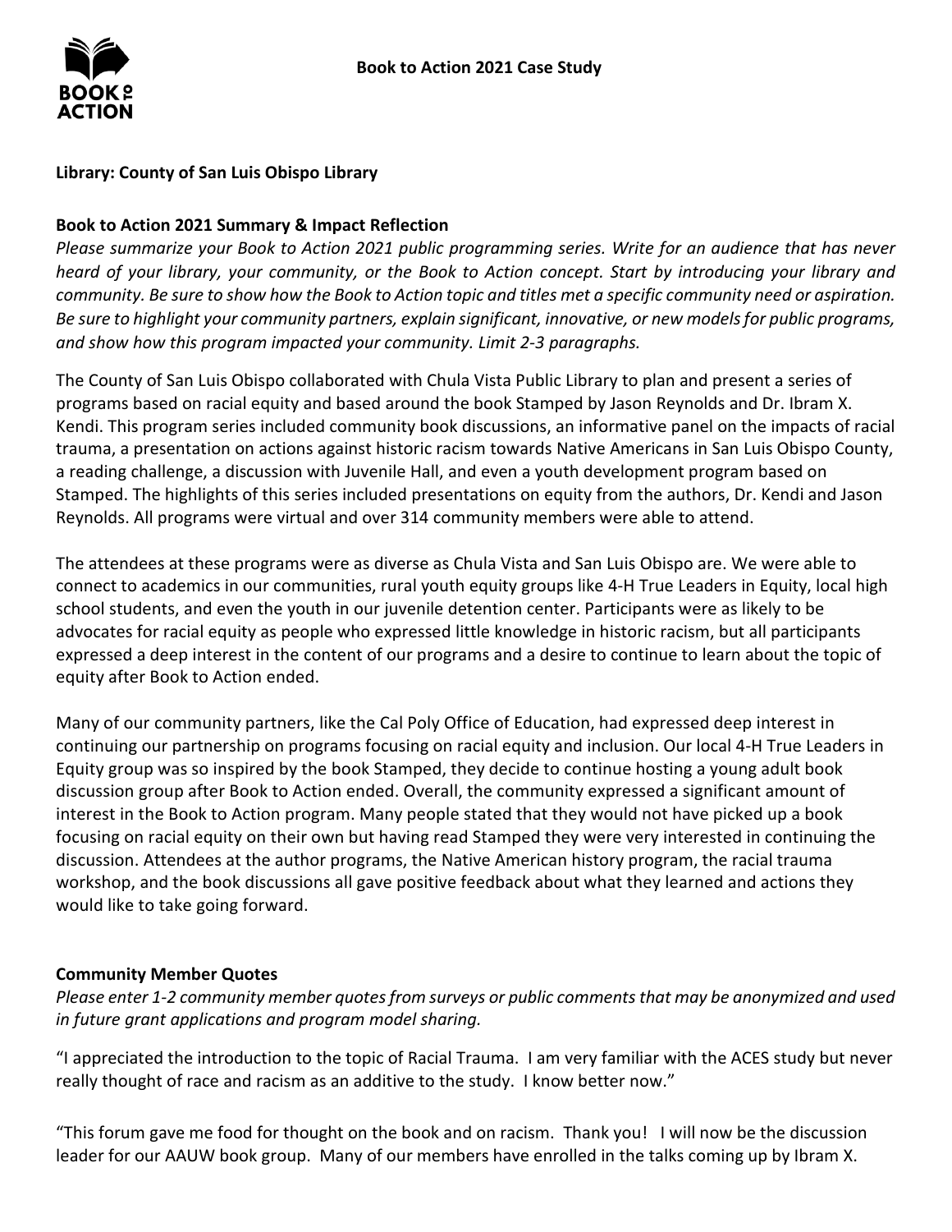# Book to Action 2021 Case Study

**Library: County of San Luis Obispo Library**

**Book to Action 2021 Summary & Impact Reflection**

*Please summarize your Book to Action 2021 public programming series. Write for an audience that has never heard of your library, your community, or the Book to Action concept. Start by introducing your library and community. Be sure to show how the Book to Action topic and titles met a specific community need or aspiration. Be sure to highlight your community partners, explain significant, innovative, or new models for public programs, and show how this program impacted your community. Limit 2-3 paragraphs.*

The County of San Luis Obispo collaborated with Chula Vista Public Library to plan and present a series of programs based on racial equity and based around the book Stamped by Jason Reynolds and Dr. Ibram X. Kendi. This program series included community book discussions, an informative panel on the impacts of racial trauma, a presentation on actions against historic racism towards Native Americans in San Luis Obispo County, a reading challenge, a discussion with Juvenile Hall, and even a youth development program based on Stamped. The highlights of this series included presentations on equity from the authors, Dr. Kendi and Jason Reynolds. All programs were virtual and over 314 community members were able to attend.

The attendees at these programs were as diverse as Chula Vista and San Luis Obispo are. We were able to connect to academics in our communities, rural youth equity groups like 4-H True Leaders in Equity, local high school students, and even the youth in our juvenile detention center. Participants were as likely to be advocates for racial equity as people who expressed little knowledge in historic racism, but all participants expressed a deep interest in the content of our programs and a desire to continue to learn about the topic of equity after Book to Action ended.

Many of our community partners, like the Cal Poly Office of Education, had expressed deep interest in continuing our partnership on programs focusing on racial equity and inclusion. Our local 4-H True Leaders in Equity group was so inspired by the book Stamped, they decide to continue hosting a young adult book discussion group after Book to Action ended. Overall, the community expressed a significant amount of interest in the Book to Action program. Many people stated that they would not have picked up a book focusing on racial equity on their own but having read Stamped they were very interested in continuing the discussion. Attendees at the author programs, the Native American history program, the racial trauma workshop, and the book discussions all gave positive feedback about what they learned and actions they would like to take going forward.

**Community Member Quotes**

*Please enter 1-2 community member quotes from surveys or public comments that may be anonymized and used in future grant applications and program model sharing.*

"I appreciated the introduction to the topic of Racial Trauma. I am very familiar with the ACES study but never really thought of race and racism as an additive to the study. I know better now."

"This forum gave me food for thought on the book and on racism. Thank you! I will now be the discussion leader for our AAUW book group. Many of our members have enrolled in the talks coming up by Ibram X.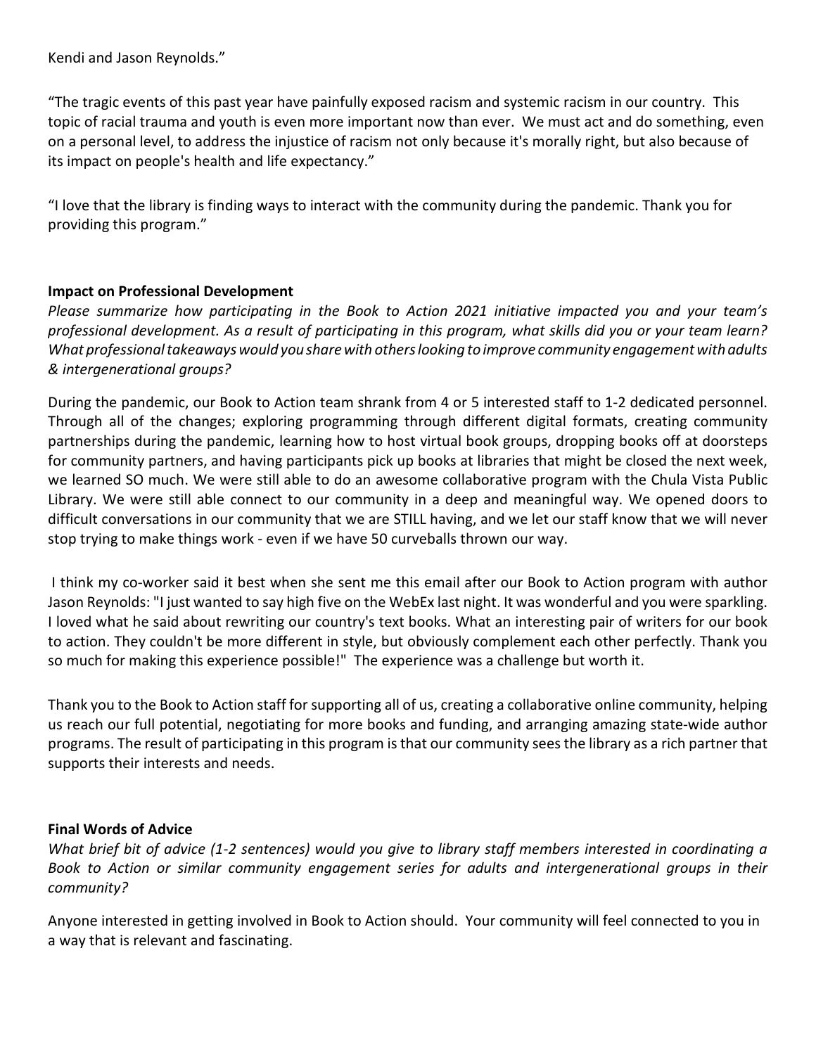Kendi and Jason Reynolds."

"The tragic events of this past year have painfully exposed racism and systemic racism in our country. This topic of racial trauma and youth is even more important now than ever. We must act and do something, even on a personal level, to address the injustice of racism not only because it's morally right, but also because of its impact on people's health and life expectancy."

"I love that the library is finding ways to interact with the community during the pandemic. Thank you for providing this program."

**Impact on Professional Development**

*Please summarize how participating in the Book to Action 2021 initiative impacted you and your team's professional development. As a result of participating in this program, what skills did you or your team learn? What professional takeaways would you share with others looking to improve community engagement with adults & intergenerational groups?*

During the pandemic, our Book to Action team shrank from 4 or 5 interested staff to 1-2 dedicated personnel. Through all of the changes; exploring programming through different digital formats, creating community partnerships during the pandemic, learning how to host virtual book groups, dropping books off at doorsteps for community partners, and having participants pick up books at libraries that might be closed the next week, we learned SO much. We were still able to do an awesome collaborative program with the Chula Vista Public Library. We were still able connect to our community in a deep and meaningful way. We opened doors to difficult conversations in our community that we are STILL having, and we let our staff know that we will never stop trying to make things work - even if we have 50 curveballs thrown our way.

I think my co-worker said it best when she sent me this email after our Book to Action program with author Jason Reynolds: "I just wanted to say high five on the WebEx last night. It was wonderful and you were sparkling. I loved what he said about rewriting our country's text books. What an interesting pair of writers for our book to action. They couldn't be more different in style, but obviously complement each other perfectly. Thank you so much for making this experience possible!" The experience was a challenge but worth it.

Thank you to the Book to Action staff for supporting all of us, creating a collaborative online community, helping us reach our full potential, negotiating for more books and funding, and arranging amazing state-wide author programs. The result of participating in this program is that our community sees the library as a rich partner that supports their interests and needs.

**Final Words of Advice**

*What brief bit of advice (1-2 sentences) would you give to library staff members interested in coordinating a Book to Action or similar community engagement series for adults and intergenerational groups in their community?*

Anyone interested in getting involved in Book to Action should. Your community will feel connected to you in a way that is relevant and fascinating.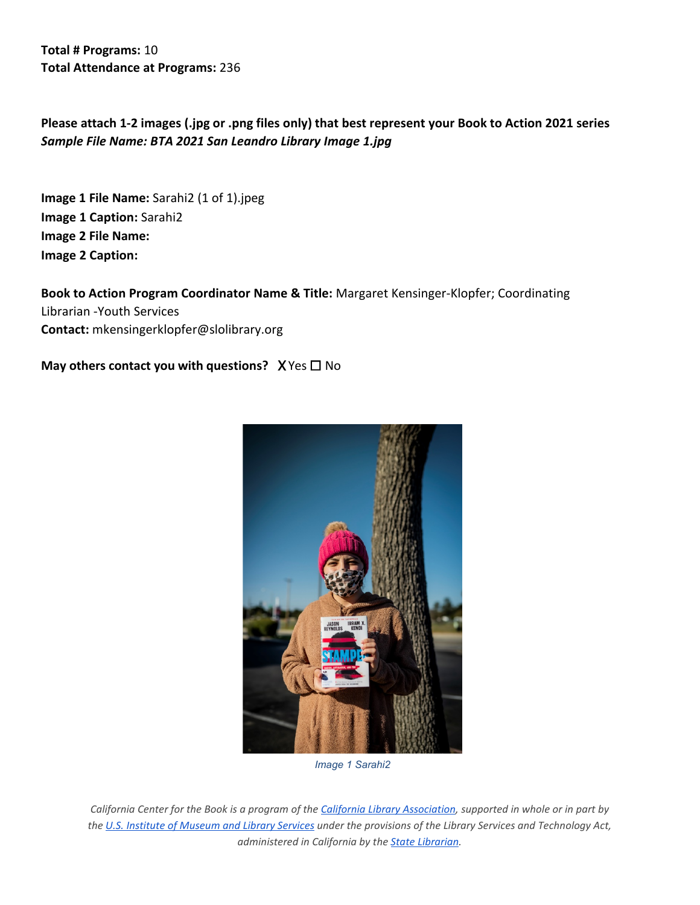**Total # Programs:** 10
**Total Attendance at Programs:** 236

**Please attach 1-2 images (.jpg or .png files only) that best represent your Book to Action 2021 series**
***Sample File Name: BTA 2021 San Leandro Library Image 1.jpg***

**Image 1 File Name:** Sarahi2 (1 of 1).jpeg
**Image 1 Caption:** Sarahi2
**Image 2 File Name:**
**Image 2 Caption:**

**Book to Action Program Coordinator Name & Title:** Margaret Kensinger-Klopfer; Coordinating Librarian -Youth Services
**Contact:** mkensingerklopfer@slolibrary.org

**May others contact you with questions?** X Yes ☐ No

*Image 1 Sarahi2*

*California Center for the Book is a program of the [California Library Association](), supported in whole or in part by the [U.S. Institute of Museum and Library Services]() under the provisions of the Library Services and Technology Act, administered in California by the [State Librarian]().*